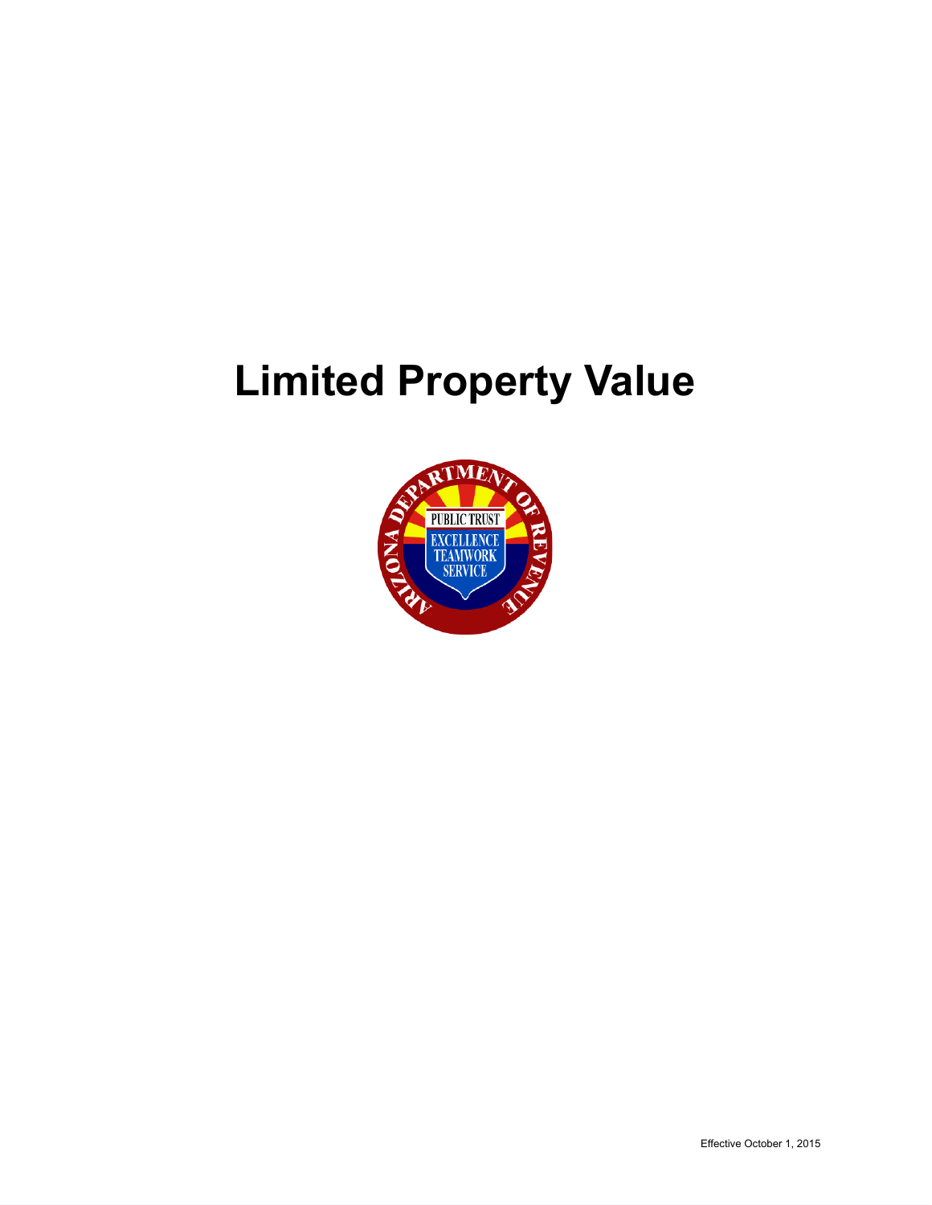# Limited Property Value

Effective October 1, 2015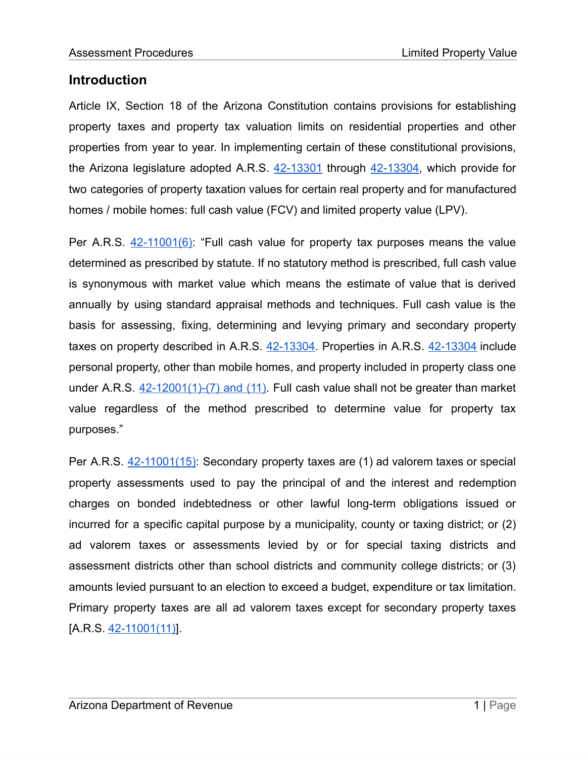## Introduction

Article IX, Section 18 of the Arizona Constitution contains provisions for establishing property taxes and property tax valuation limits on residential properties and other properties from year to year. In implementing certain of these constitutional provisions, the Arizona legislature adopted A.R.S. 42-13301 through 42-13304, which provide for two categories of property taxation values for certain real property and for manufactured homes / mobile homes: full cash value (FCV) and limited property value (LPV).

Per A.R.S. 42-11001(6): "Full cash value for property tax purposes means the value determined as prescribed by statute. If no statutory method is prescribed, full cash value is synonymous with market value which means the estimate of value that is derived annually by using standard appraisal methods and techniques. Full cash value is the basis for assessing, fixing, determining and levying primary and secondary property taxes on property described in A.R.S. 42-13304. Properties in A.R.S. 42-13304 include personal property, other than mobile homes, and property included in property class one under A.R.S. 42-12001(1)-(7) and (11). Full cash value shall not be greater than market value regardless of the method prescribed to determine value for property tax purposes."

Per A.R.S. 42-11001(15): Secondary property taxes are (1) ad valorem taxes or special property assessments used to pay the principal of and the interest and redemption charges on bonded indebtedness or other lawful long-term obligations issued or incurred for a specific capital purpose by a municipality, county or taxing district; or (2) ad valorem taxes or assessments levied by or for special taxing districts and assessment districts other than school districts and community college districts; or (3) amounts levied pursuant to an election to exceed a budget, expenditure or tax limitation. Primary property taxes are all ad valorem taxes except for secondary property taxes [A.R.S. 42-11001(11)].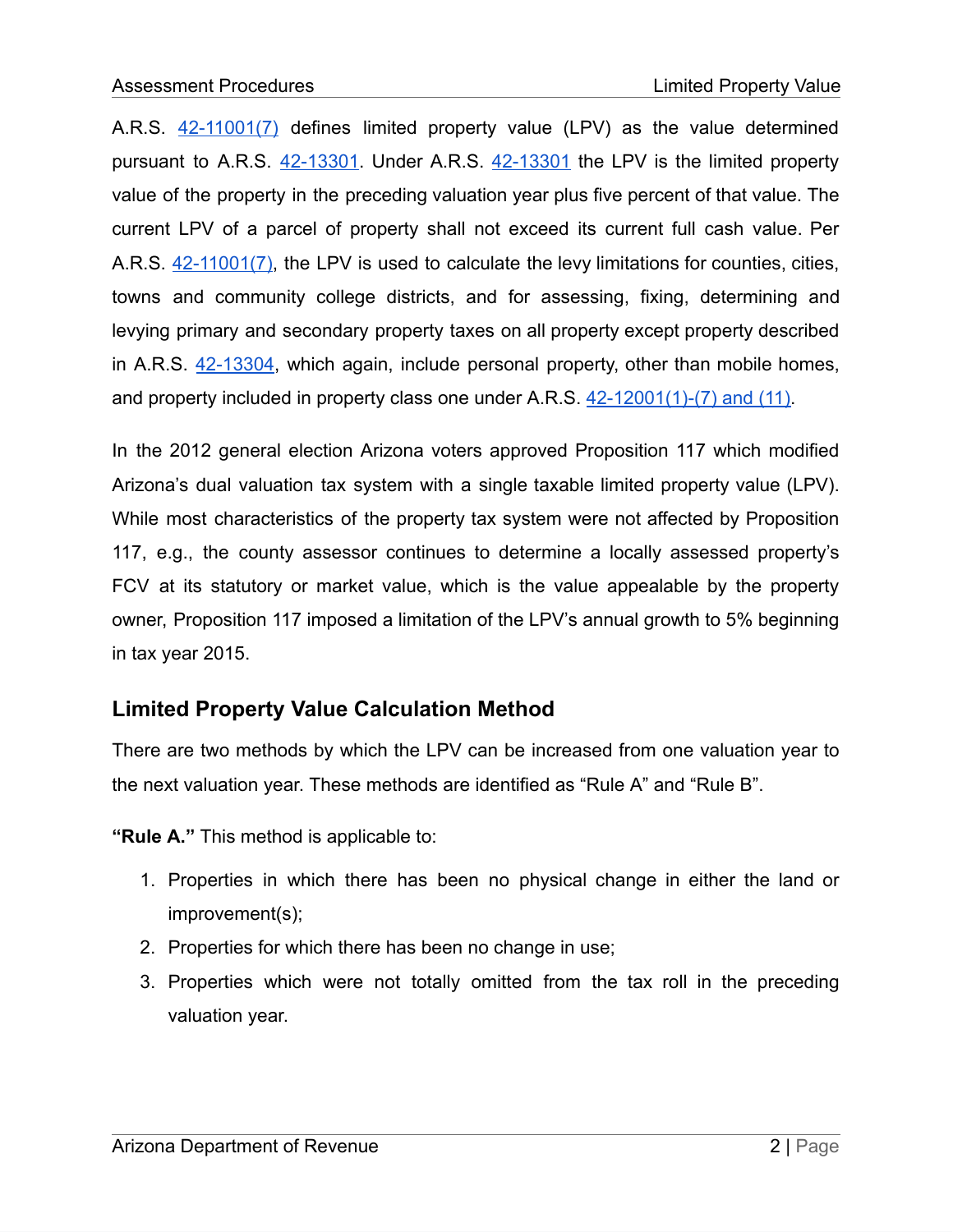A.R.S. 42-11001(7) defines limited property value (LPV) as the value determined pursuant to A.R.S. 42-13301. Under A.R.S. 42-13301 the LPV is the limited property value of the property in the preceding valuation year plus five percent of that value. The current LPV of a parcel of property shall not exceed its current full cash value. Per A.R.S. 42-11001(7), the LPV is used to calculate the levy limitations for counties, cities, towns and community college districts, and for assessing, fixing, determining and levying primary and secondary property taxes on all property except property described in A.R.S. 42-13304, which again, include personal property, other than mobile homes, and property included in property class one under A.R.S. 42-12001(1)-(7) and (11).

In the 2012 general election Arizona voters approved Proposition 117 which modified Arizona's dual valuation tax system with a single taxable limited property value (LPV). While most characteristics of the property tax system were not affected by Proposition 117, e.g., the county assessor continues to determine a locally assessed property's FCV at its statutory or market value, which is the value appealable by the property owner, Proposition 117 imposed a limitation of the LPV's annual growth to 5% beginning in tax year 2015.

## Limited Property Value Calculation Method

There are two methods by which the LPV can be increased from one valuation year to the next valuation year. These methods are identified as "Rule A" and "Rule B".

**"Rule A."** This method is applicable to:

1. Properties in which there has been no physical change in either the land or improvement(s);
2. Properties for which there has been no change in use;
3. Properties which were not totally omitted from the tax roll in the preceding valuation year.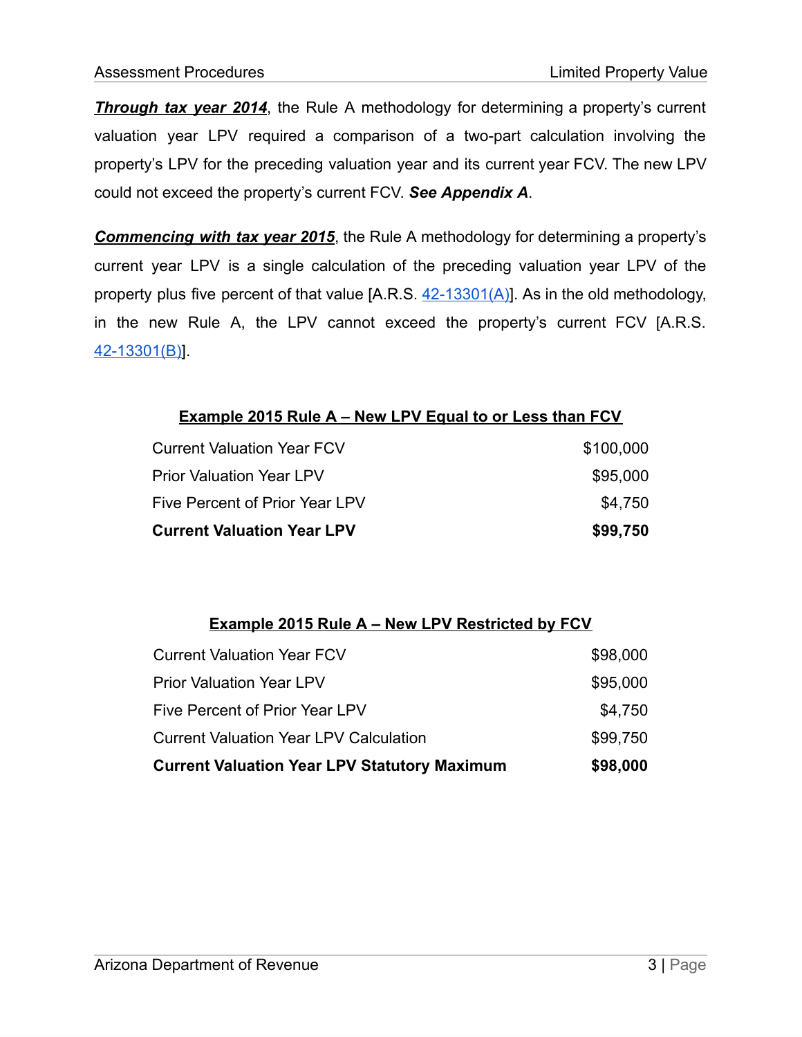***Through tax year 2014***, the Rule A methodology for determining a property's current valuation year LPV required a comparison of a two-part calculation involving the property's LPV for the preceding valuation year and its current year FCV. The new LPV could not exceed the property's current FCV. ***See Appendix A***.

***Commencing with tax year 2015***, the Rule A methodology for determining a property's current year LPV is a single calculation of the preceding valuation year LPV of the property plus five percent of that value [A.R.S. 42-13301(A)]. As in the old methodology, in the new Rule A, the LPV cannot exceed the property's current FCV [A.R.S. 42-13301(B)].

**Example 2015 Rule A – New LPV Equal to or Less than FCV**

| | |
|---|---|
| Current Valuation Year FCV | $100,000 |
| Prior Valuation Year LPV | $95,000 |
| Five Percent of Prior Year LPV | $4,750 |
| **Current Valuation Year LPV** | **$99,750** |

**Example 2015 Rule A – New LPV Restricted by FCV**

| | |
|---|---|
| Current Valuation Year FCV | $98,000 |
| Prior Valuation Year LPV | $95,000 |
| Five Percent of Prior Year LPV | $4,750 |
| Current Valuation Year LPV Calculation | $99,750 |
| **Current Valuation Year LPV Statutory Maximum** | **$98,000** |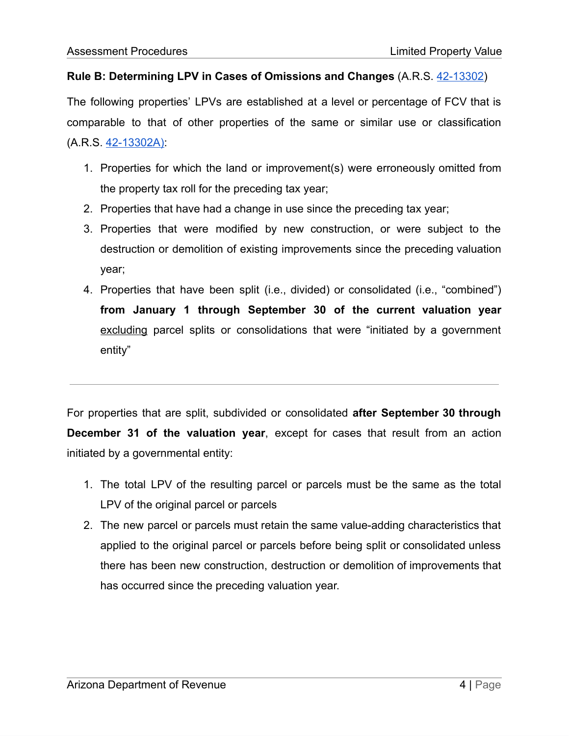**Rule B: Determining LPV in Cases of Omissions and Changes** (A.R.S. 42-13302)

The following properties' LPVs are established at a level or percentage of FCV that is comparable to that of other properties of the same or similar use or classification (A.R.S. 42-13302A):

1. Properties for which the land or improvement(s) were erroneously omitted from the property tax roll for the preceding tax year;
2. Properties that have had a change in use since the preceding tax year;
3. Properties that were modified by new construction, or were subject to the destruction or demolition of existing improvements since the preceding valuation year;
4. Properties that have been split (i.e., divided) or consolidated (i.e., "combined") **from January 1 through September 30 of the current valuation year** excluding parcel splits or consolidations that were "initiated by a government entity"

---

For properties that are split, subdivided or consolidated **after September 30 through December 31 of the valuation year**, except for cases that result from an action initiated by a governmental entity:

1. The total LPV of the resulting parcel or parcels must be the same as the total LPV of the original parcel or parcels
2. The new parcel or parcels must retain the same value-adding characteristics that applied to the original parcel or parcels before being split or consolidated unless there has been new construction, destruction or demolition of improvements that has occurred since the preceding valuation year.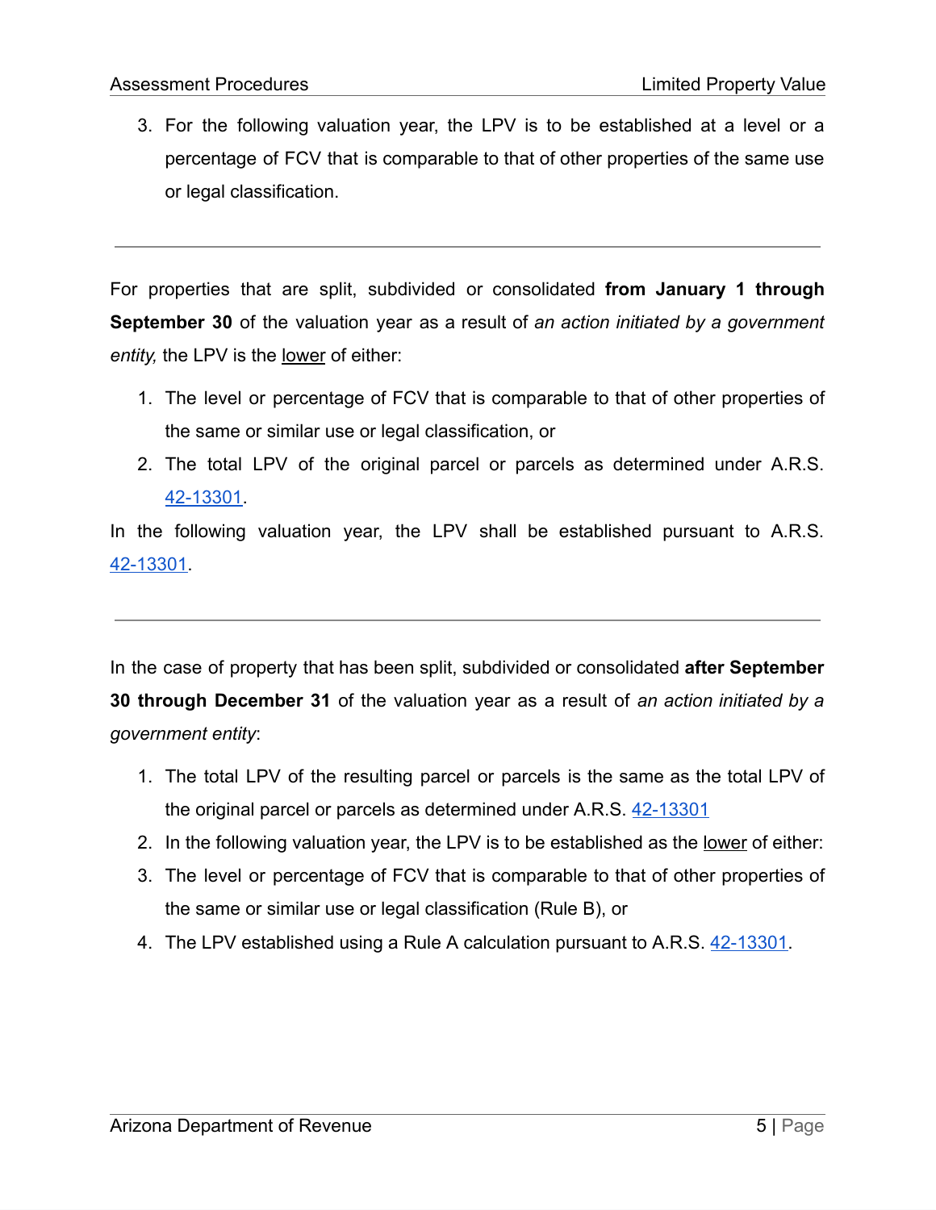3. For the following valuation year, the LPV is to be established at a level or a percentage of FCV that is comparable to that of other properties of the same use or legal classification.

---

For properties that are split, subdivided or consolidated **from January 1 through September 30** of the valuation year as a result of *an action initiated by a government entity,* the LPV is the lower of either:

1. The level or percentage of FCV that is comparable to that of other properties of the same or similar use or legal classification, or
2. The total LPV of the original parcel or parcels as determined under A.R.S. 42-13301.

In the following valuation year, the LPV shall be established pursuant to A.R.S. 42-13301.

---

In the case of property that has been split, subdivided or consolidated **after September 30 through December 31** of the valuation year as a result of *an action initiated by a government entity*:

1. The total LPV of the resulting parcel or parcels is the same as the total LPV of the original parcel or parcels as determined under A.R.S. 42-13301
2. In the following valuation year, the LPV is to be established as the lower of either:
3. The level or percentage of FCV that is comparable to that of other properties of the same or similar use or legal classification (Rule B), or
4. The LPV established using a Rule A calculation pursuant to A.R.S. 42-13301.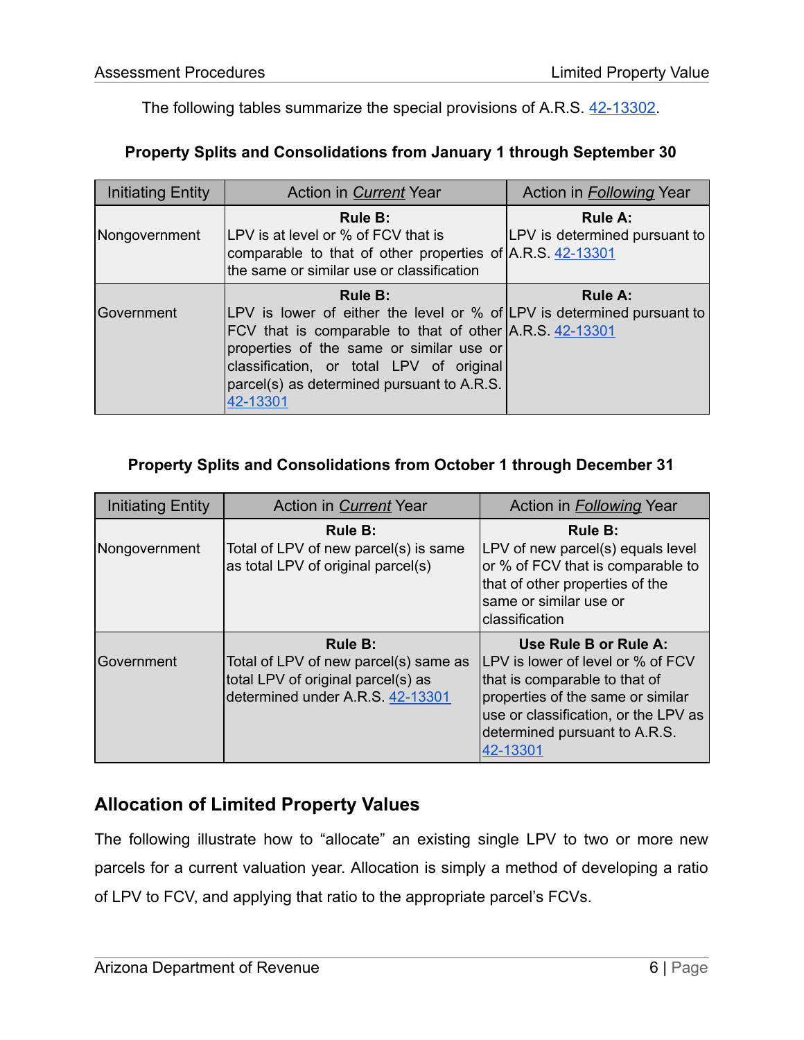The following tables summarize the special provisions of A.R.S. 42-13302.

**Property Splits and Consolidations from January 1 through September 30**

| Initiating Entity | Action in *Current* Year | Action in *Following* Year |
|---|---|---|
| Nongovernment | **Rule B:** LPV is at level or % of FCV that is comparable to that of other properties of the same or similar use or classification | **Rule A:** LPV is determined pursuant to A.R.S. 42-13301 |
| Government | **Rule B:** LPV is lower of either the level or % of FCV that is comparable to that of other properties of the same or similar use or classification, or total LPV of original parcel(s) as determined pursuant to A.R.S. 42-13301 | **Rule A:** LPV is determined pursuant to A.R.S. 42-13301 |

**Property Splits and Consolidations from October 1 through December 31**

| Initiating Entity | Action in *Current* Year | Action in *Following* Year |
|---|---|---|
| Nongovernment | **Rule B:** Total of LPV of new parcel(s) is same as total LPV of original parcel(s) | **Rule B:** LPV of new parcel(s) equals level or % of FCV that is comparable to that of other properties of the same or similar use or classification |
| Government | **Rule B:** Total of LPV of new parcel(s) same as total LPV of original parcel(s) as determined under A.R.S. 42-13301 | **Use Rule B or Rule A:** LPV is lower of level or % of FCV that is comparable to that of properties of the same or similar use or classification, or the LPV as determined pursuant to A.R.S. 42-13301 |

## Allocation of Limited Property Values

The following illustrate how to "allocate" an existing single LPV to two or more new parcels for a current valuation year. Allocation is simply a method of developing a ratio of LPV to FCV, and applying that ratio to the appropriate parcel's FCVs.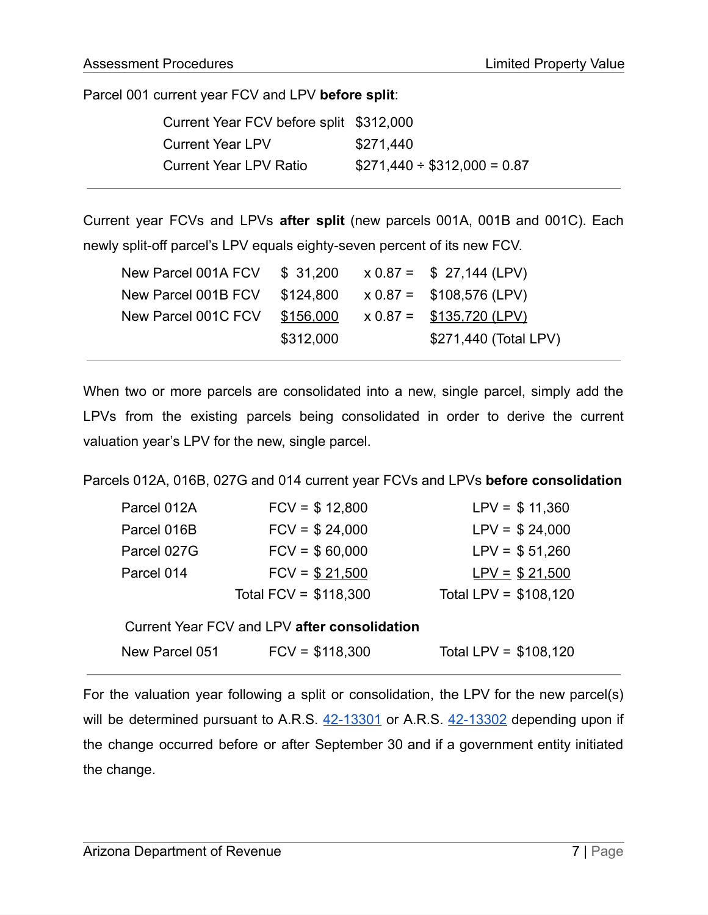Parcel 001 current year FCV and LPV **before split**:

| | |
|---|---|
| Current Year FCV before split | $312,000 |
| Current Year LPV | $271,440 |
| Current Year LPV Ratio | $271,440 ÷ $312,000 = 0.87 |

---

Current year FCVs and LPVs **after split** (new parcels 001A, 001B and 001C). Each newly split-off parcel's LPV equals eighty-seven percent of its new FCV.

| | | | |
|---|---|---|---|
| New Parcel 001A FCV | $ 31,200 | x 0.87 = | $ 27,144 (LPV) |
| New Parcel 001B FCV | $124,800 | x 0.87 = | $108,576 (LPV) |
| New Parcel 001C FCV | $156,000 | x 0.87 = | $135,720 (LPV) |
| | $312,000 | | $271,440 (Total LPV) |

---

When two or more parcels are consolidated into a new, single parcel, simply add the LPVs from the existing parcels being consolidated in order to derive the current valuation year's LPV for the new, single parcel.

Parcels 012A, 016B, 027G and 014 current year FCVs and LPVs **before consolidation**

| | | |
|---|---|---|
| Parcel 012A | FCV = $ 12,800 | LPV = $ 11,360 |
| Parcel 016B | FCV = $ 24,000 | LPV = $ 24,000 |
| Parcel 027G | FCV = $ 60,000 | LPV = $ 51,260 |
| Parcel 014 | FCV = $ 21,500 | LPV = $ 21,500 |
| | Total FCV = $118,300 | Total LPV = $108,120 |

Current Year FCV and LPV **after consolidation**

| | | |
|---|---|---|
| New Parcel 051 | FCV = $118,300 | Total LPV = $108,120 |

---

For the valuation year following a split or consolidation, the LPV for the new parcel(s) will be determined pursuant to A.R.S. 42-13301 or A.R.S. 42-13302 depending upon if the change occurred before or after September 30 and if a government entity initiated the change.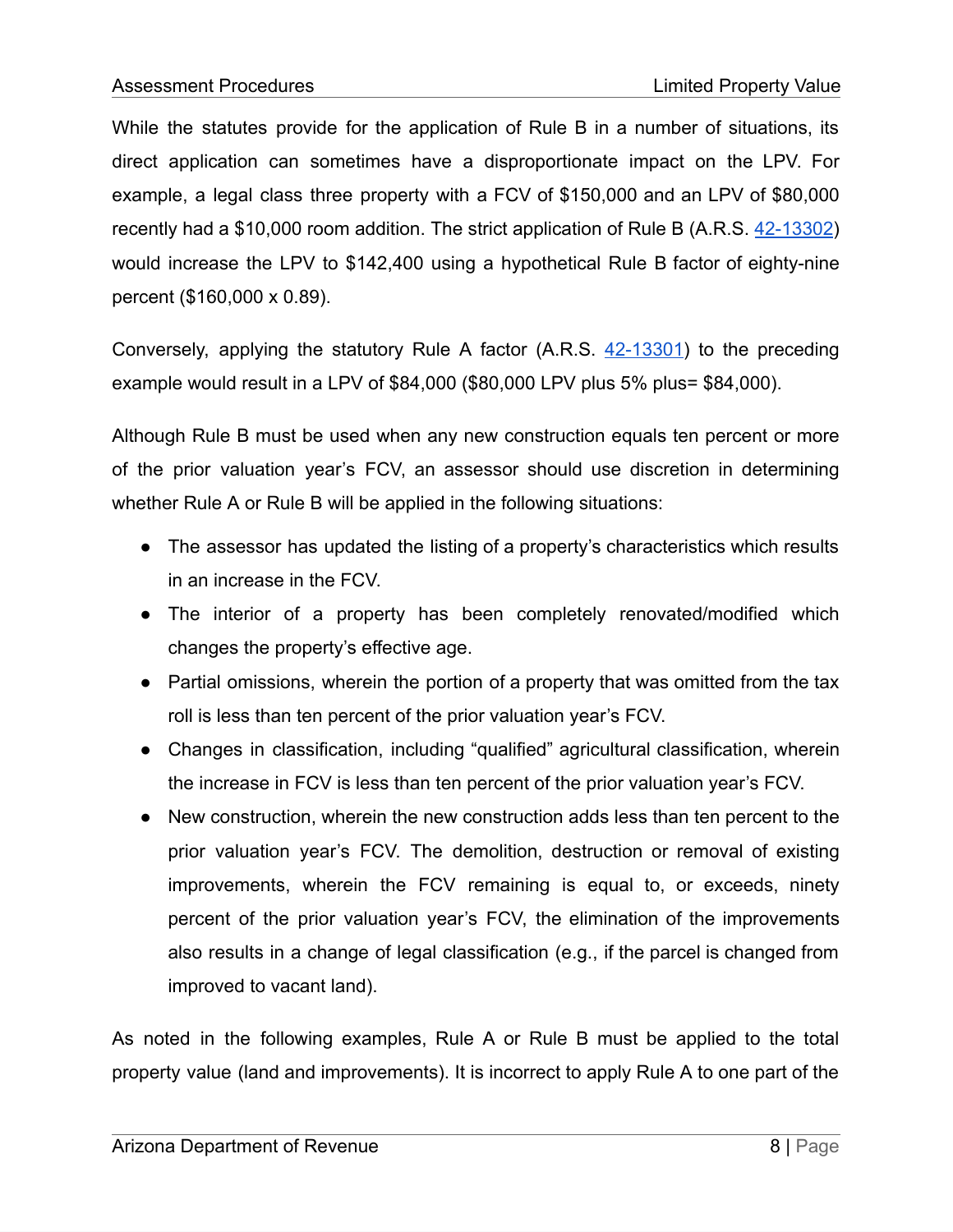While the statutes provide for the application of Rule B in a number of situations, its direct application can sometimes have a disproportionate impact on the LPV. For example, a legal class three property with a FCV of $150,000 and an LPV of $80,000 recently had a $10,000 room addition. The strict application of Rule B (A.R.S. [42-13302]) would increase the LPV to $142,400 using a hypothetical Rule B factor of eighty-nine percent ($160,000 x 0.89).

Conversely, applying the statutory Rule A factor (A.R.S. [42-13301]) to the preceding example would result in a LPV of $84,000 ($80,000 LPV plus 5% plus= $84,000).

Although Rule B must be used when any new construction equals ten percent or more of the prior valuation year's FCV, an assessor should use discretion in determining whether Rule A or Rule B will be applied in the following situations:

- The assessor has updated the listing of a property's characteristics which results in an increase in the FCV.
- The interior of a property has been completely renovated/modified which changes the property's effective age.
- Partial omissions, wherein the portion of a property that was omitted from the tax roll is less than ten percent of the prior valuation year's FCV.
- Changes in classification, including "qualified" agricultural classification, wherein the increase in FCV is less than ten percent of the prior valuation year's FCV.
- New construction, wherein the new construction adds less than ten percent to the prior valuation year's FCV. The demolition, destruction or removal of existing improvements, wherein the FCV remaining is equal to, or exceeds, ninety percent of the prior valuation year's FCV, the elimination of the improvements also results in a change of legal classification (e.g., if the parcel is changed from improved to vacant land).

As noted in the following examples, Rule A or Rule B must be applied to the total property value (land and improvements). It is incorrect to apply Rule A to one part of the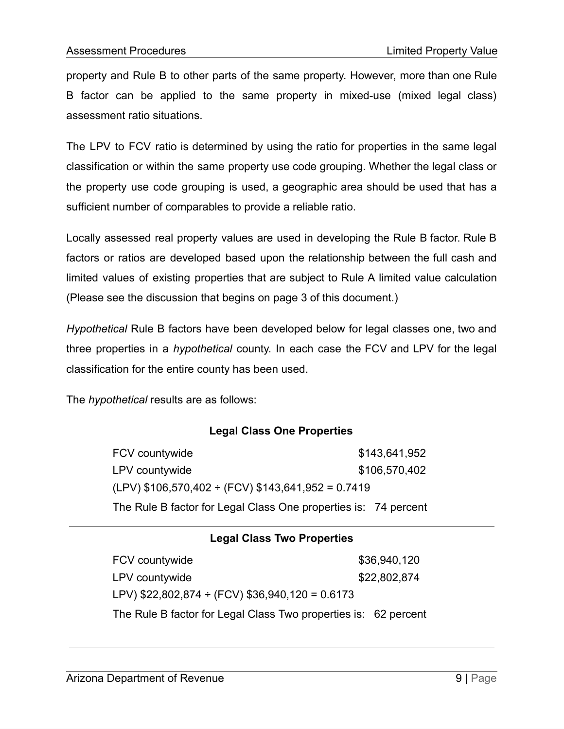property and Rule B to other parts of the same property. However, more than one Rule B factor can be applied to the same property in mixed-use (mixed legal class) assessment ratio situations.

The LPV to FCV ratio is determined by using the ratio for properties in the same legal classification or within the same property use code grouping. Whether the legal class or the property use code grouping is used, a geographic area should be used that has a sufficient number of comparables to provide a reliable ratio.

Locally assessed real property values are used in developing the Rule B factor. Rule B factors or ratios are developed based upon the relationship between the full cash and limited values of existing properties that are subject to Rule A limited value calculation (Please see the discussion that begins on page 3 of this document.)

*Hypothetical* Rule B factors have been developed below for legal classes one, two and three properties in a *hypothetical* county. In each case the FCV and LPV for the legal classification for the entire county has been used.

The *hypothetical* results are as follows:

**Legal Class One Properties**

| | |
|---|---|
| FCV countywide | $143,641,952 |
| LPV countywide | $106,570,402 |

(LPV) $106,570,402 ÷ (FCV) $143,641,952 = 0.7419

The Rule B factor for Legal Class One properties is: 74 percent

---

**Legal Class Two Properties**

| | |
|---|---|
| FCV countywide | $36,940,120 |
| LPV countywide | $22,802,874 |

LPV) $22,802,874 ÷ (FCV) $36,940,120 = 0.6173

The Rule B factor for Legal Class Two properties is: 62 percent

---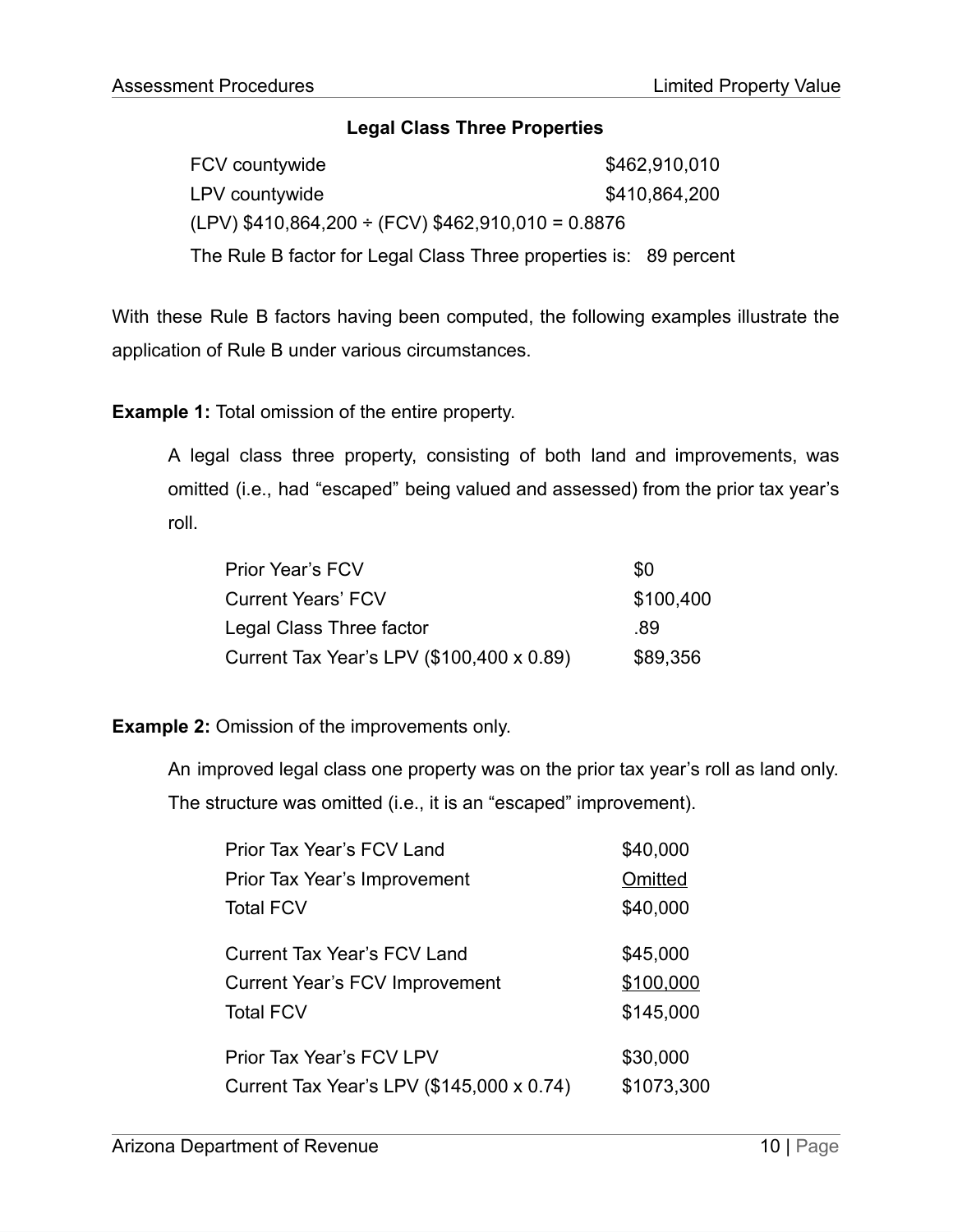**Legal Class Three Properties**

| | |
|---|---|
| FCV countywide | $462,910,010 |
| LPV countywide | $410,864,200 |

(LPV) $410,864,200 ÷ (FCV) $462,910,010 = 0.8876

The Rule B factor for Legal Class Three properties is: 89 percent

With these Rule B factors having been computed, the following examples illustrate the application of Rule B under various circumstances.

**Example 1:** Total omission of the entire property.

A legal class three property, consisting of both land and improvements, was omitted (i.e., had "escaped" being valued and assessed) from the prior tax year's roll.

| | |
|---|---|
| Prior Year's FCV | $0 |
| Current Years' FCV | $100,400 |
| Legal Class Three factor | .89 |
| Current Tax Year's LPV ($100,400 x 0.89) | $89,356 |

**Example 2:** Omission of the improvements only.

An improved legal class one property was on the prior tax year's roll as land only. The structure was omitted (i.e., it is an "escaped" improvement).

| | |
|---|---|
| Prior Tax Year's FCV Land | $40,000 |
| Prior Tax Year's Improvement | Omitted |
| Total FCV | $40,000 |
| Current Tax Year's FCV Land | $45,000 |
| Current Year's FCV Improvement | $100,000 |
| Total FCV | $145,000 |
| Prior Tax Year's FCV LPV | $30,000 |
| Current Tax Year's LPV ($145,000 x 0.74) | $1073,300 |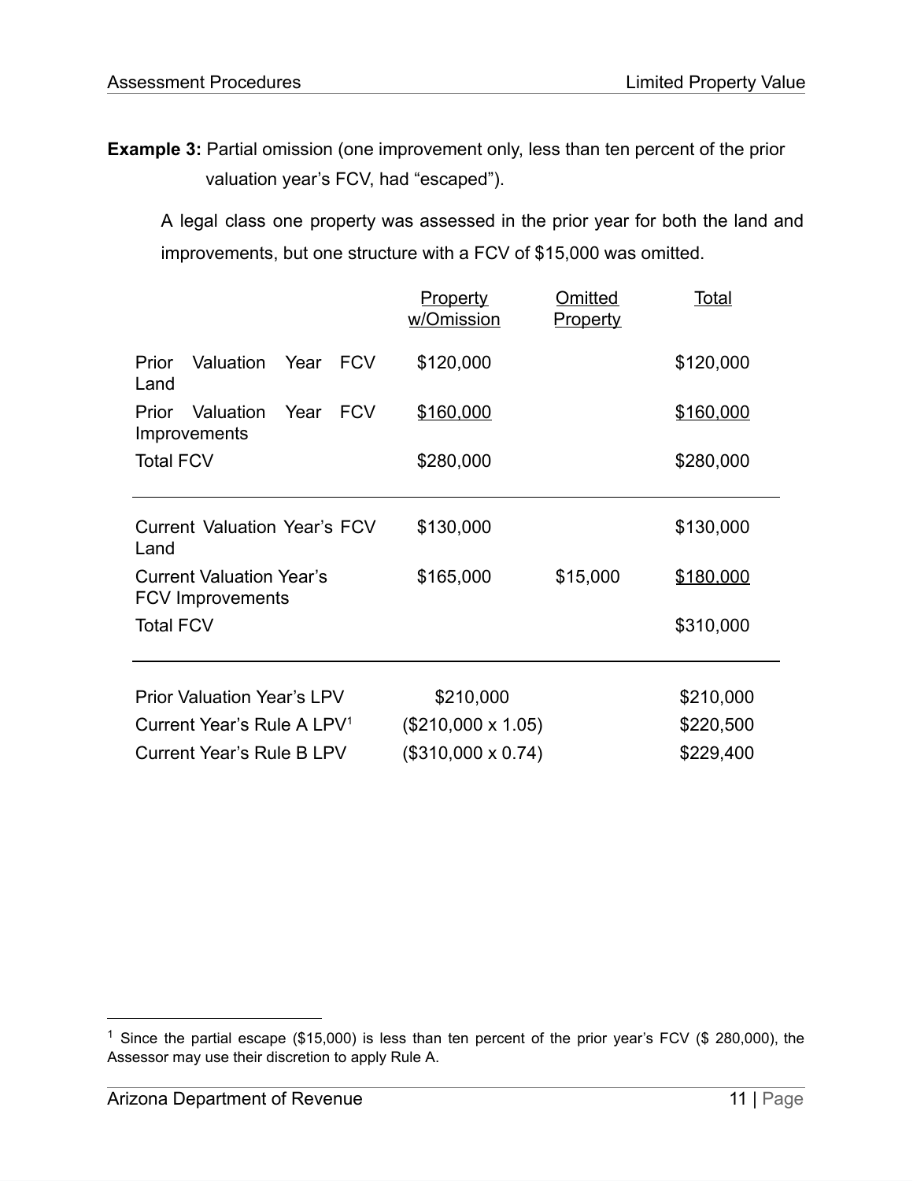**Example 3:** Partial omission (one improvement only, less than ten percent of the prior valuation year's FCV, had "escaped").

A legal class one property was assessed in the prior year for both the land and improvements, but one structure with a FCV of $15,000 was omitted.

| | Property w/Omission | Omitted Property | Total |
|---|---|---|---|
| Prior Valuation Year FCV Land | $120,000 | | $120,000 |
| Prior Valuation Year FCV Improvements | $160,000 | | $160,000 |
| Total FCV | $280,000 | | $280,000 |
| Current Valuation Year's FCV Land | $130,000 | | $130,000 |
| Current Valuation Year's FCV Improvements | $165,000 | $15,000 | $180,000 |
| Total FCV | | | $310,000 |
| Prior Valuation Year's LPV | $210,000 | | $210,000 |
| Current Year's Rule A LPV[1] | ($210,000 x 1.05) | | $220,500 |
| Current Year's Rule B LPV | ($310,000 x 0.74) | | $229,400 |

[1] Since the partial escape ($15,000) is less than ten percent of the prior year's FCV ($ 280,000), the Assessor may use their discretion to apply Rule A.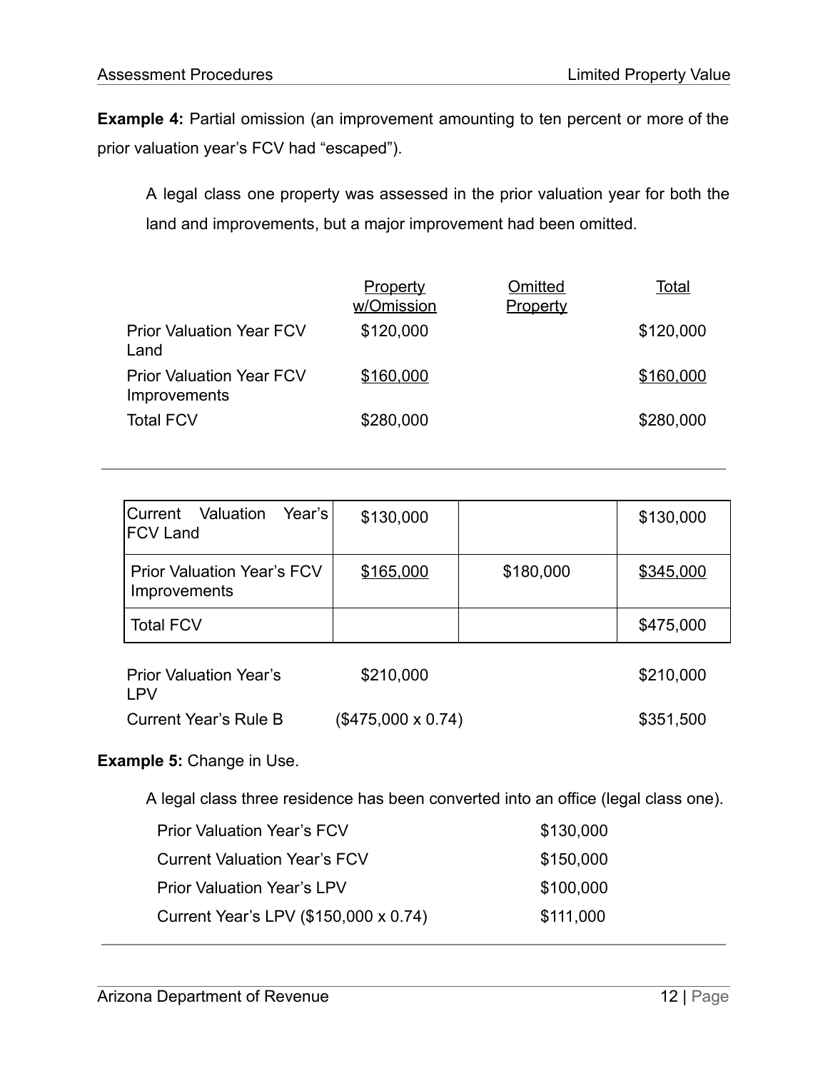**Example 4:** Partial omission (an improvement amounting to ten percent or more of the prior valuation year's FCV had "escaped").

A legal class one property was assessed in the prior valuation year for both the land and improvements, but a major improvement had been omitted.

| | Property w/Omission | Omitted Property | Total |
|---|---|---|---|
| Prior Valuation Year FCV Land | $120,000 | | $120,000 |
| Prior Valuation Year FCV Improvements | $160,000 | | $160,000 |
| Total FCV | $280,000 | | $280,000 |

---

| | | | |
|---|---|---|---|
| Current Valuation Year's FCV Land | $130,000 | | $130,000 |
| Prior Valuation Year's FCV Improvements | $165,000 | $180,000 | $345,000 |
| Total FCV | | | $475,000 |
| Prior Valuation Year's LPV | $210,000 | | $210,000 |
| Current Year's Rule B | ($475,000 x 0.74) | | $351,500 |

**Example 5:** Change in Use.

A legal class three residence has been converted into an office (legal class one).

| | |
|---|---|
| Prior Valuation Year's FCV | $130,000 |
| Current Valuation Year's FCV | $150,000 |
| Prior Valuation Year's LPV | $100,000 |
| Current Year's LPV ($150,000 x 0.74) | $111,000 |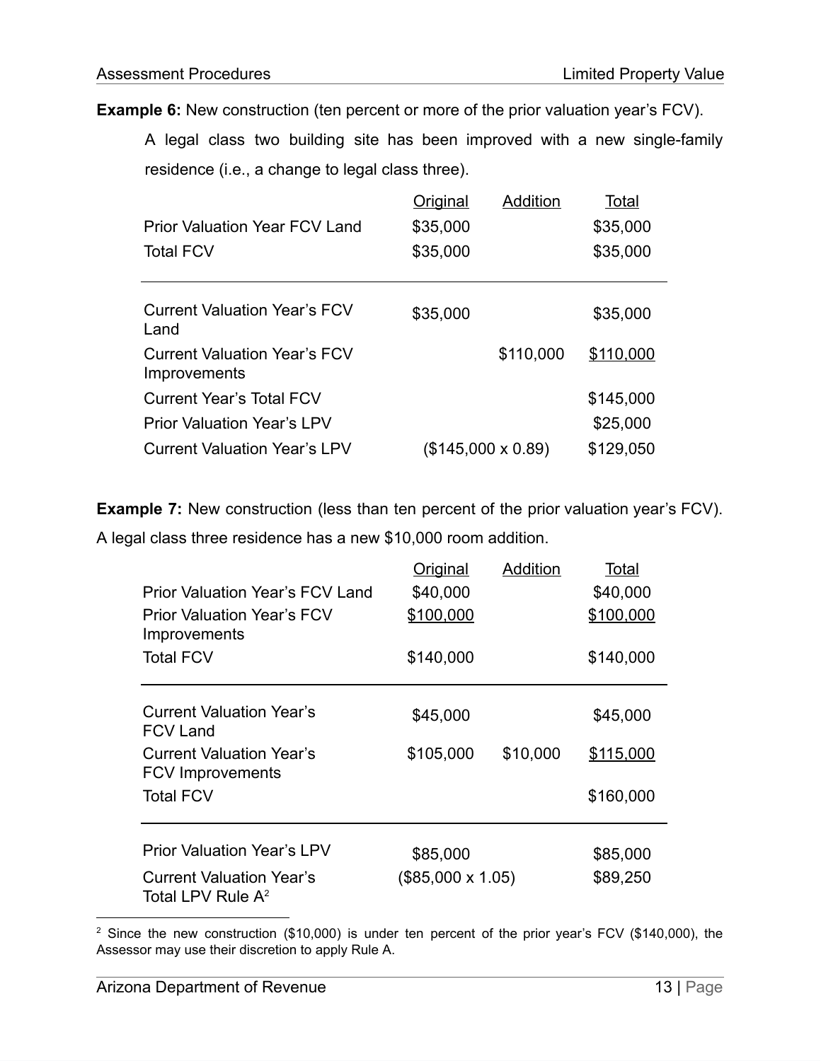**Example 6:** New construction (ten percent or more of the prior valuation year's FCV).

A legal class two building site has been improved with a new single-family residence (i.e., a change to legal class three).

| | Original | Addition | Total |
|---|---|---|---|
| Prior Valuation Year FCV Land | $35,000 | | $35,000 |
| Total FCV | $35,000 | | $35,000 |
| Current Valuation Year's FCV Land | $35,000 | | $35,000 |
| Current Valuation Year's FCV Improvements | | $110,000 | $110,000 |
| Current Year's Total FCV | | | $145,000 |
| Prior Valuation Year's LPV | | | $25,000 |
| Current Valuation Year's LPV | ($145,000 x 0.89) | | $129,050 |

**Example 7:** New construction (less than ten percent of the prior valuation year's FCV). A legal class three residence has a new $10,000 room addition.

| | Original | Addition | Total |
|---|---|---|---|
| Prior Valuation Year's FCV Land | $40,000 | | $40,000 |
| Prior Valuation Year's FCV Improvements | $100,000 | | $100,000 |
| Total FCV | $140,000 | | $140,000 |
| Current Valuation Year's FCV Land | $45,000 | | $45,000 |
| Current Valuation Year's FCV Improvements | $105,000 | $10,000 | $115,000 |
| Total FCV | | | $160,000 |
| Prior Valuation Year's LPV | $85,000 | | $85,000 |
| Current Valuation Year's Total LPV Rule A[2] | ($85,000 x 1.05) | | $89,250 |

[2] Since the new construction ($10,000) is under ten percent of the prior year's FCV ($140,000), the Assessor may use their discretion to apply Rule A.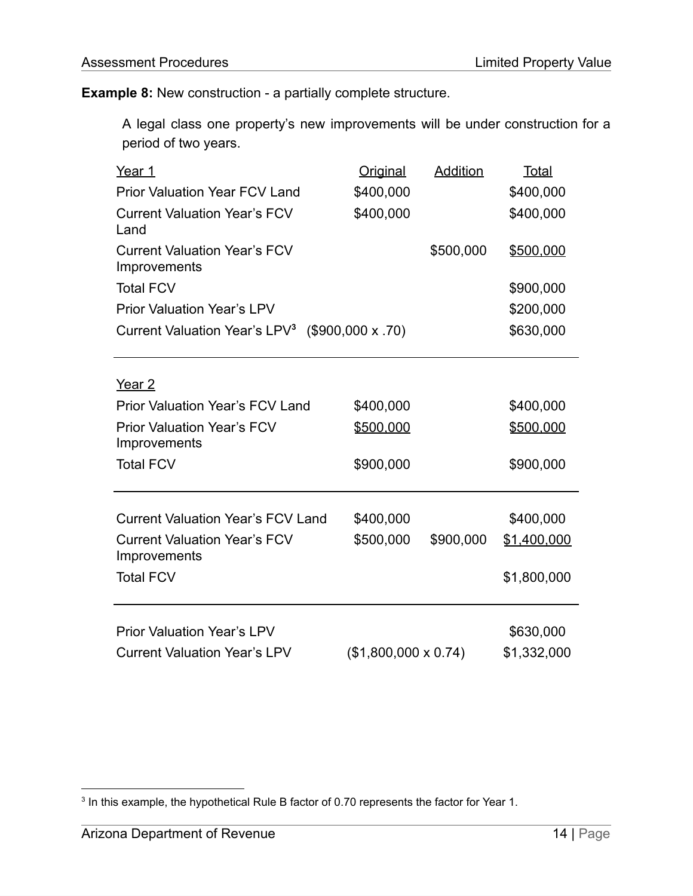**Example 8:** New construction - a partially complete structure.

A legal class one property's new improvements will be under construction for a period of two years.

| Year 1 | Original | Addition | Total |
|---|---|---|---|
| Prior Valuation Year FCV Land | $400,000 | | $400,000 |
| Current Valuation Year's FCV Land | $400,000 | | $400,000 |
| Current Valuation Year's FCV Improvements | | $500,000 | $500,000 |
| Total FCV | | | $900,000 |
| Prior Valuation Year's LPV | | | $200,000 |
| Current Valuation Year's LPV[3] ($900,000 x .70) | | | $630,000 |

| Year 2 | Original | Addition | Total |
|---|---|---|---|
| Prior Valuation Year's FCV Land | $400,000 | | $400,000 |
| Prior Valuation Year's FCV Improvements | $500,000 | | $500,000 |
| Total FCV | $900,000 | | $900,000 |
| Current Valuation Year's FCV Land | $400,000 | | $400,000 |
| Current Valuation Year's FCV Improvements | $500,000 | $900,000 | $1,400,000 |
| Total FCV | | | $1,800,000 |
| Prior Valuation Year's LPV | | | $630,000 |
| Current Valuation Year's LPV | ($1,800,000 x 0.74) | | $1,332,000 |

[3] In this example, the hypothetical Rule B factor of 0.70 represents the factor for Year 1.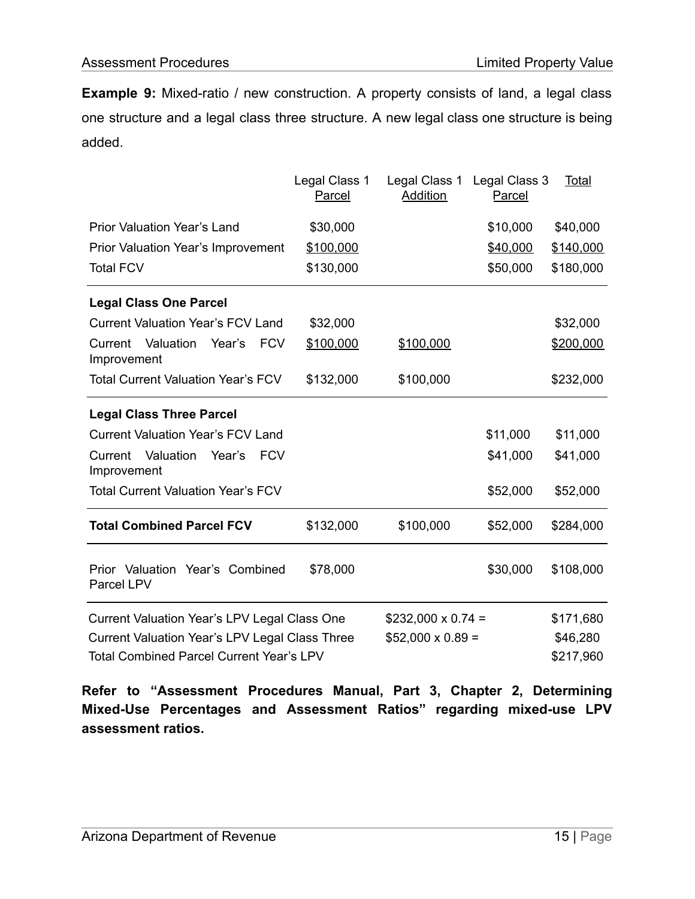**Example 9:** Mixed-ratio / new construction. A property consists of land, a legal class one structure and a legal class three structure. A new legal class one structure is being added.

| | Legal Class 1 Parcel | Legal Class 1 Addition | Legal Class 3 Parcel | Total |
|---|---|---|---|---|
| Prior Valuation Year's Land | $30,000 | | $10,000 | $40,000 |
| Prior Valuation Year's Improvement | $100,000 | | $40,000 | $140,000 |
| Total FCV | $130,000 | | $50,000 | $180,000 |
| **Legal Class One Parcel** | | | | |
| Current Valuation Year's FCV Land | $32,000 | | | $32,000 |
| Current Valuation Year's FCV Improvement | $100,000 | $100,000 | | $200,000 |
| Total Current Valuation Year's FCV | $132,000 | $100,000 | | $232,000 |
| **Legal Class Three Parcel** | | | | |
| Current Valuation Year's FCV Land | | | $11,000 | $11,000 |
| Current Valuation Year's FCV Improvement | | | $41,000 | $41,000 |
| Total Current Valuation Year's FCV | | | $52,000 | $52,000 |
| **Total Combined Parcel FCV** | $132,000 | $100,000 | $52,000 | $284,000 |
| Prior Valuation Year's Combined Parcel LPV | $78,000 | | $30,000 | $108,000 |
| Current Valuation Year's LPV Legal Class One | | $232,000 x 0.74 = | | $171,680 |
| Current Valuation Year's LPV Legal Class Three | | $52,000 x 0.89 = | | $46,280 |
| Total Combined Parcel Current Year's LPV | | | | $217,960 |

**Refer to "Assessment Procedures Manual, Part 3, Chapter 2, Determining Mixed-Use Percentages and Assessment Ratios" regarding mixed-use LPV assessment ratios.**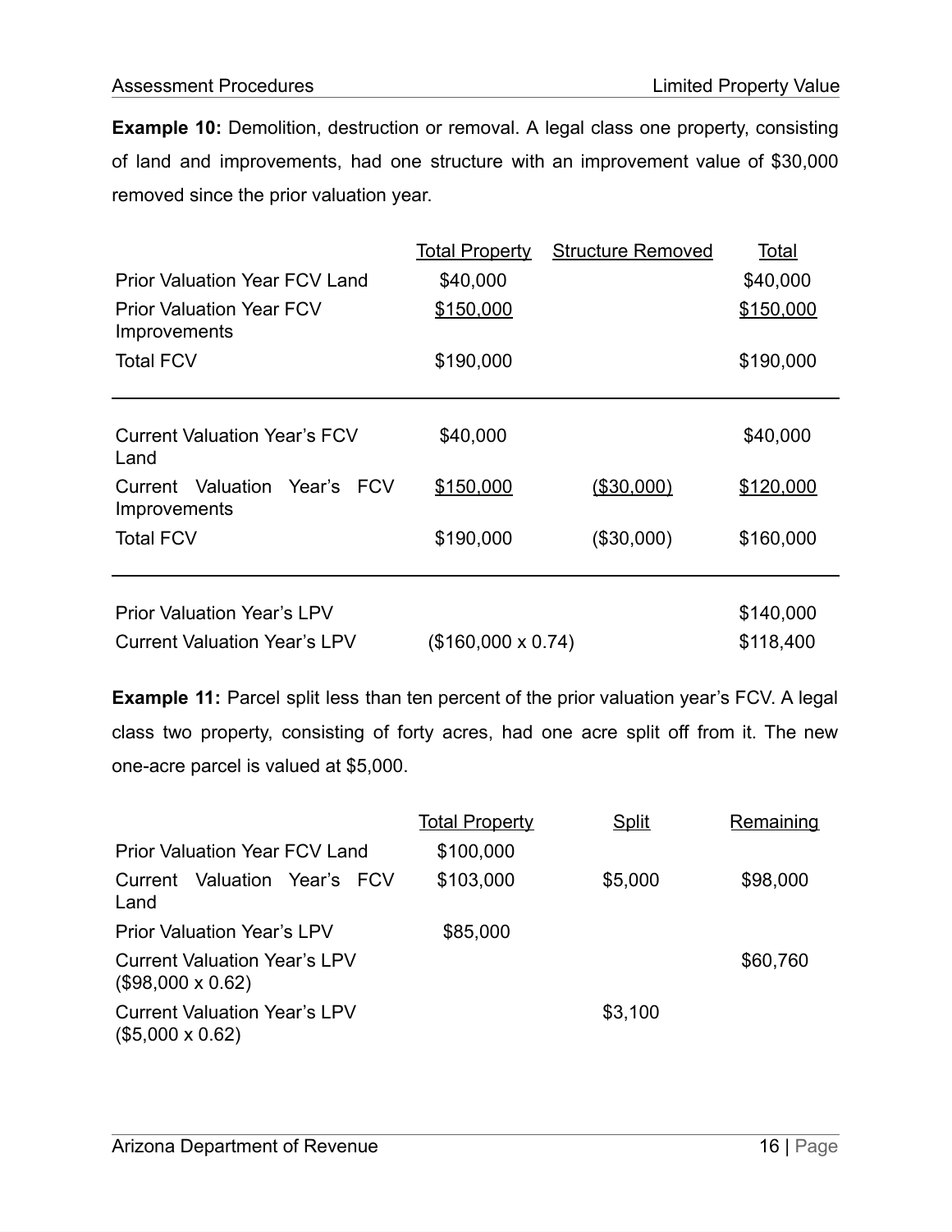**Example 10:** Demolition, destruction or removal. A legal class one property, consisting of land and improvements, had one structure with an improvement value of $30,000 removed since the prior valuation year.

| | Total Property | Structure Removed | Total |
|---|---|---|---|
| Prior Valuation Year FCV Land | $40,000 | | $40,000 |
| Prior Valuation Year FCV Improvements | $150,000 | | $150,000 |
| Total FCV | $190,000 | | $190,000 |
| Current Valuation Year's FCV Land | $40,000 | | $40,000 |
| Current Valuation Year's FCV Improvements | $150,000 | ($30,000) | $120,000 |
| Total FCV | $190,000 | ($30,000) | $160,000 |
| Prior Valuation Year's LPV | | | $140,000 |
| Current Valuation Year's LPV | ($160,000 x 0.74) | | $118,400 |

**Example 11:** Parcel split less than ten percent of the prior valuation year's FCV. A legal class two property, consisting of forty acres, had one acre split off from it. The new one-acre parcel is valued at $5,000.

| | Total Property | Split | Remaining |
|---|---|---|---|
| Prior Valuation Year FCV Land | $100,000 | | |
| Current Valuation Year's FCV Land | $103,000 | $5,000 | $98,000 |
| Prior Valuation Year's LPV | $85,000 | | |
| Current Valuation Year's LPV ($98,000 x 0.62) | | | $60,760 |
| Current Valuation Year's LPV ($5,000 x 0.62) | | $3,100 | |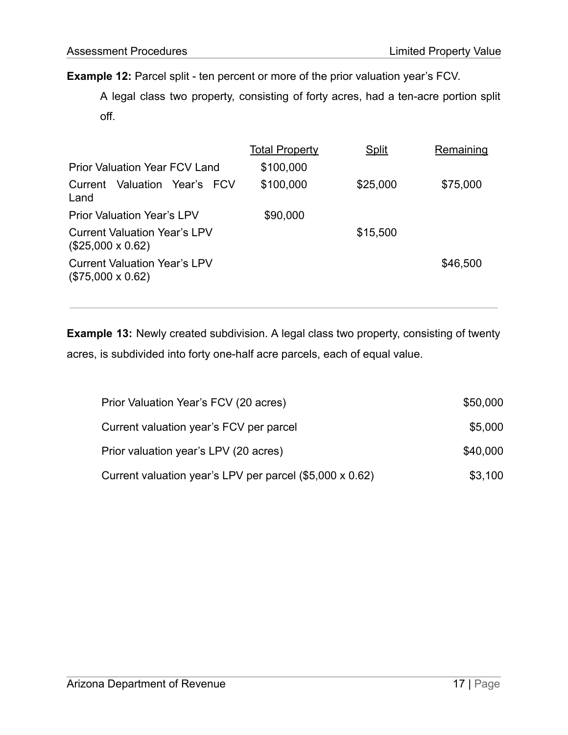**Example 12:** Parcel split - ten percent or more of the prior valuation year's FCV.

A legal class two property, consisting of forty acres, had a ten-acre portion split off.

| | Total Property | Split | Remaining |
|---|---|---|---|
| Prior Valuation Year FCV Land | $100,000 | | |
| Current Valuation Year's FCV Land | $100,000 | $25,000 | $75,000 |
| Prior Valuation Year's LPV | $90,000 | | |
| Current Valuation Year's LPV ($25,000 x 0.62) | | $15,500 | |
| Current Valuation Year's LPV ($75,000 x 0.62) | | | $46,500 |

---

**Example 13:** Newly created subdivision. A legal class two property, consisting of twenty acres, is subdivided into forty one-half acre parcels, each of equal value.

| | |
|---|---|
| Prior Valuation Year's FCV (20 acres) | $50,000 |
| Current valuation year's FCV per parcel | $5,000 |
| Prior valuation year's LPV (20 acres) | $40,000 |
| Current valuation year's LPV per parcel ($5,000 x 0.62) | $3,100 |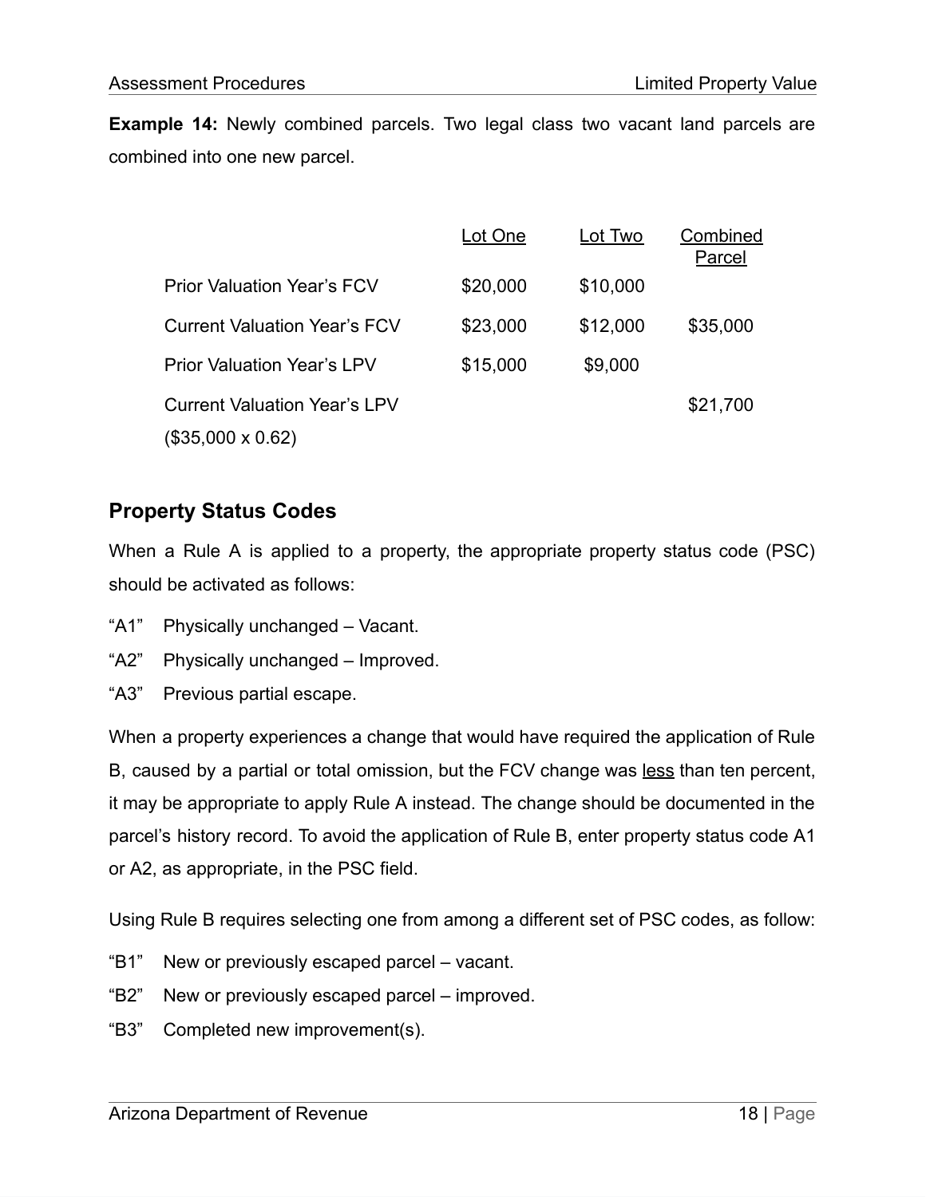**Example 14:** Newly combined parcels. Two legal class two vacant land parcels are combined into one new parcel.

| | Lot One | Lot Two | Combined Parcel |
|---|---|---|---|
| Prior Valuation Year's FCV | \$20,000 | \$10,000 | |
| Current Valuation Year's FCV | \$23,000 | \$12,000 | \$35,000 |
| Prior Valuation Year's LPV | \$15,000 | \$9,000 | |
| Current Valuation Year's LPV (\$35,000 x 0.62) | | | \$21,700 |

## Property Status Codes

When a Rule A is applied to a property, the appropriate property status code (PSC) should be activated as follows:

"A1" Physically unchanged – Vacant.

"A2" Physically unchanged – Improved.

"A3" Previous partial escape.

When a property experiences a change that would have required the application of Rule B, caused by a partial or total omission, but the FCV change was <u>less</u> than ten percent, it may be appropriate to apply Rule A instead. The change should be documented in the parcel's history record. To avoid the application of Rule B, enter property status code A1 or A2, as appropriate, in the PSC field.

Using Rule B requires selecting one from among a different set of PSC codes, as follow:

"B1" New or previously escaped parcel – vacant.

"B2" New or previously escaped parcel – improved.

"B3" Completed new improvement(s).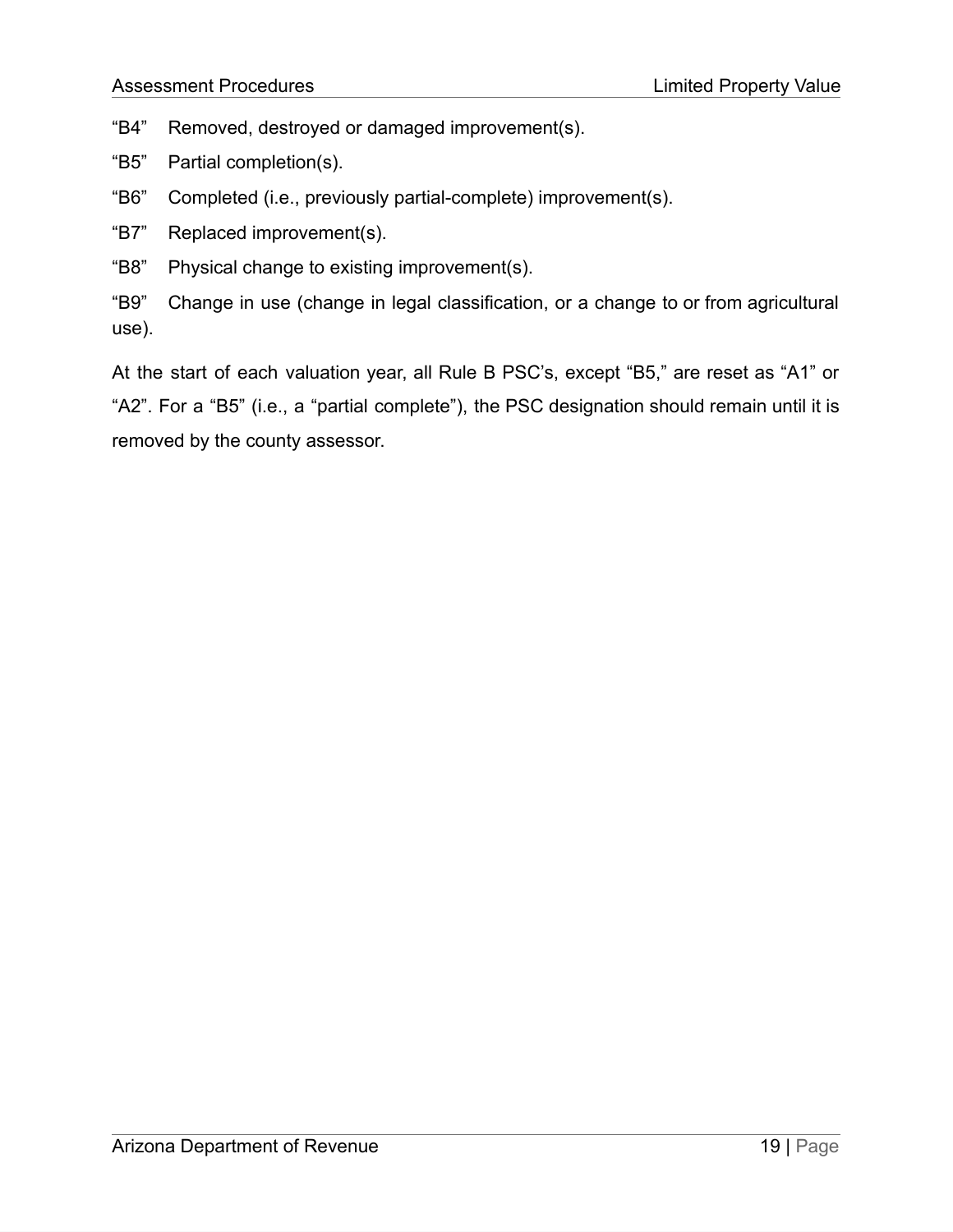“B4” Removed, destroyed or damaged improvement(s).

“B5” Partial completion(s).

“B6” Completed (i.e., previously partial-complete) improvement(s).

“B7” Replaced improvement(s).

“B8” Physical change to existing improvement(s).

“B9” Change in use (change in legal classification, or a change to or from agricultural use).

At the start of each valuation year, all Rule B PSC’s, except “B5,” are reset as “A1” or “A2”. For a “B5” (i.e., a “partial complete”), the PSC designation should remain until it is removed by the county assessor.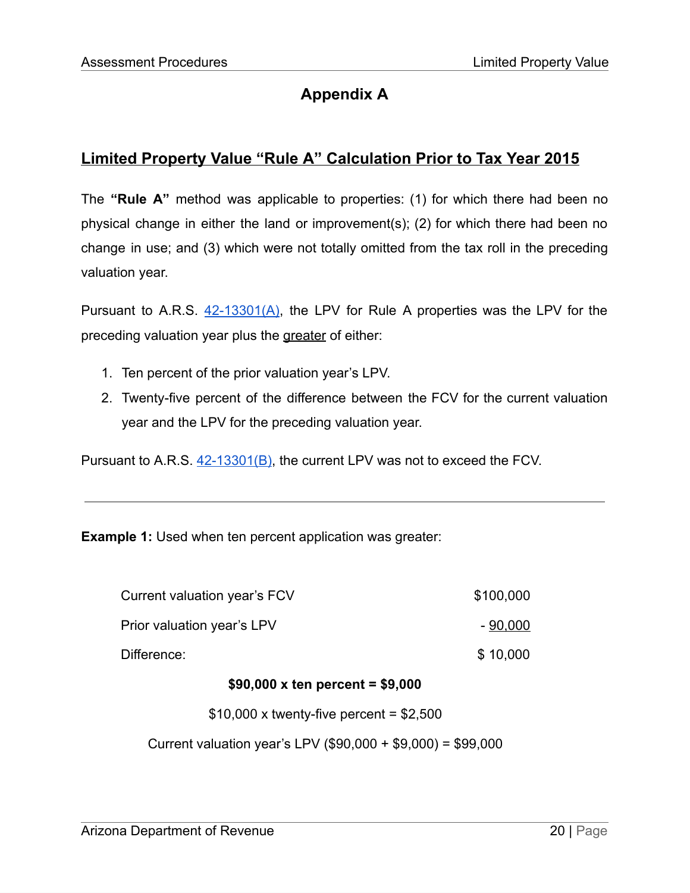# Appendix A

## Limited Property Value "Rule A" Calculation Prior to Tax Year 2015

The **"Rule A"** method was applicable to properties: (1) for which there had been no physical change in either the land or improvement(s); (2) for which there had been no change in use; and (3) which were not totally omitted from the tax roll in the preceding valuation year.

Pursuant to A.R.S. [42-13301(A)](), the LPV for Rule A properties was the LPV for the preceding valuation year plus the greater of either:

1. Ten percent of the prior valuation year's LPV.
2. Twenty-five percent of the difference between the FCV for the current valuation year and the LPV for the preceding valuation year.

Pursuant to A.R.S. [42-13301(B)](), the current LPV was not to exceed the FCV.

---

**Example 1:** Used when ten percent application was greater:

| | |
|---|---|
| Current valuation year's FCV | $100,000 |
| Prior valuation year's LPV | - 90,000 |
| Difference: | $ 10,000 |

**$90,000 x ten percent = $9,000**

$10,000 x twenty-five percent = $2,500

Current valuation year's LPV ($90,000 + $9,000) = $99,000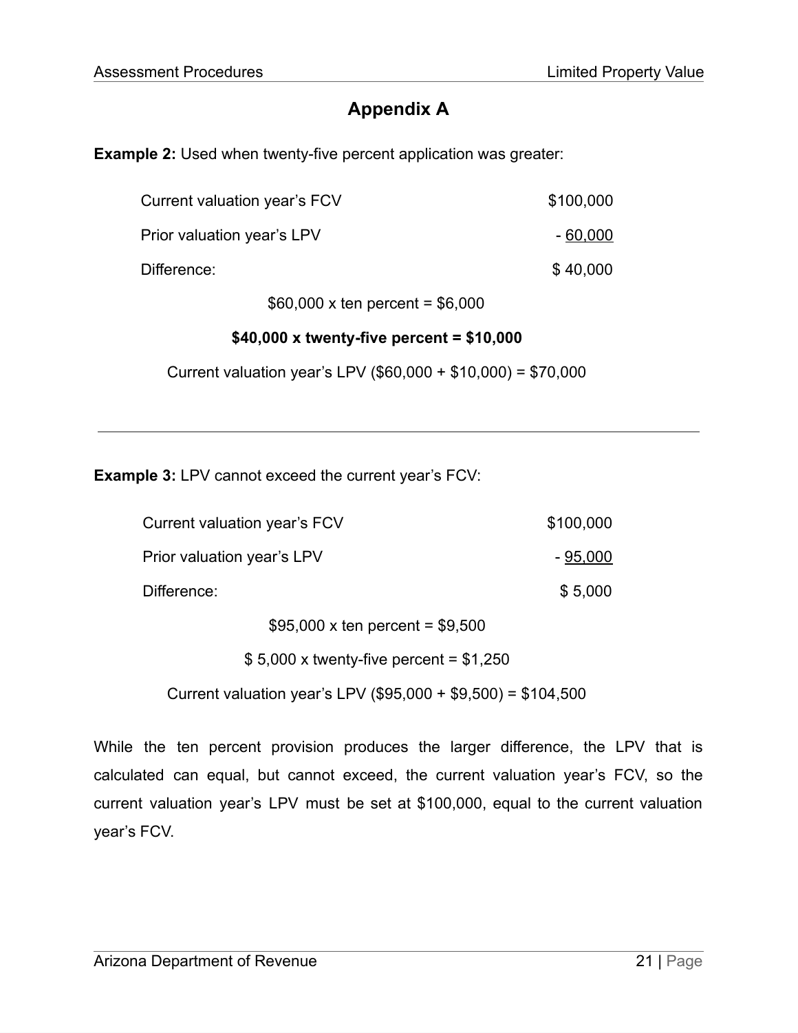## Appendix A

**Example 2:** Used when twenty-five percent application was greater:

| | |
|---|---|
| Current valuation year's FCV | $100,000 |
| Prior valuation year's LPV | - 60,000 |
| Difference: | $ 40,000 |

$60,000 x ten percent = $6,000

**$40,000 x twenty-five percent = $10,000**

Current valuation year's LPV ($60,000 + $10,000) = $70,000

---

**Example 3:** LPV cannot exceed the current year's FCV:

| | |
|---|---|
| Current valuation year's FCV | $100,000 |
| Prior valuation year's LPV | - 95,000 |
| Difference: | $ 5,000 |

$95,000 x ten percent = $9,500

$ 5,000 x twenty-five percent = $1,250

Current valuation year's LPV ($95,000 + $9,500) = $104,500

While the ten percent provision produces the larger difference, the LPV that is calculated can equal, but cannot exceed, the current valuation year's FCV, so the current valuation year's LPV must be set at $100,000, equal to the current valuation year's FCV.